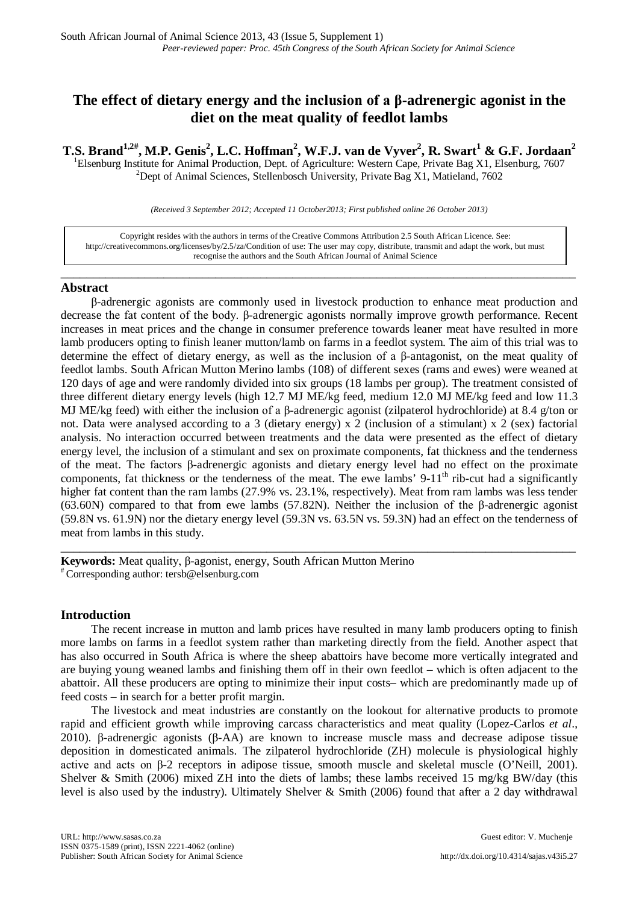# The effect of dietary energy and the inclusion of a β-adrenergic agonist in the diet on the meat quality of feedlot lambs

**T.S. Brand[1,2#], M.P. Genis[2], L.C. Hoffman[2], W.F.J. van de Vyver[2], R. Swart[1] & G.F. Jordaan[2]**

[1]Elsenburg Institute for Animal Production, Dept. of Agriculture: Western Cape, Private Bag X1, Elsenburg, 7607
[2]Dept of Animal Sciences, Stellenbosch University, Private Bag X1, Matieland, 7602

*(Received 3 September 2012; Accepted 11 October2013; First published online 26 October 2013)*

Copyright resides with the authors in terms of the Creative Commons Attribution 2.5 South African Licence. See: http://creativecommons.org/licenses/by/2.5/za/Condition of use: The user may copy, distribute, transmit and adapt the work, but must recognise the authors and the South African Journal of Animal Science

## Abstract

β-adrenergic agonists are commonly used in livestock production to enhance meat production and decrease the fat content of the body. β-adrenergic agonists normally improve growth performance. Recent increases in meat prices and the change in consumer preference towards leaner meat have resulted in more lamb producers opting to finish leaner mutton/lamb on farms in a feedlot system. The aim of this trial was to determine the effect of dietary energy, as well as the inclusion of a β-antagonist, on the meat quality of feedlot lambs. South African Mutton Merino lambs (108) of different sexes (rams and ewes) were weaned at 120 days of age and were randomly divided into six groups (18 lambs per group). The treatment consisted of three different dietary energy levels (high 12.7 MJ ME/kg feed, medium 12.0 MJ ME/kg feed and low 11.3 MJ ME/kg feed) with either the inclusion of a β-adrenergic agonist (zilpaterol hydrochloride) at 8.4 g/ton or not. Data were analysed according to a 3 (dietary energy) x 2 (inclusion of a stimulant) x 2 (sex) factorial analysis. No interaction occurred between treatments and the data were presented as the effect of dietary energy level, the inclusion of a stimulant and sex on proximate components, fat thickness and the tenderness of the meat. The factors β-adrenergic agonists and dietary energy level had no effect on the proximate components, fat thickness or the tenderness of the meat. The ewe lambs' 9-11$^{th}$ rib-cut had a significantly higher fat content than the ram lambs (27.9% vs. 23.1%, respectively). Meat from ram lambs was less tender (63.60N) compared to that from ewe lambs (57.82N). Neither the inclusion of the β-adrenergic agonist (59.8N vs. 61.9N) nor the dietary energy level (59.3N vs. 63.5N vs. 59.3N) had an effect on the tenderness of meat from lambs in this study.

**Keywords:** Meat quality, β-agonist, energy, South African Mutton Merino
[#] Corresponding author: tersb@elsenburg.com

## Introduction

The recent increase in mutton and lamb prices have resulted in many lamb producers opting to finish more lambs on farms in a feedlot system rather than marketing directly from the field. Another aspect that has also occurred in South Africa is where the sheep abattoirs have become more vertically integrated and are buying young weaned lambs and finishing them off in their own feedlot – which is often adjacent to the abattoir. All these producers are opting to minimize their input costs– which are predominantly made up of feed costs – in search for a better profit margin.

The livestock and meat industries are constantly on the lookout for alternative products to promote rapid and efficient growth while improving carcass characteristics and meat quality (Lopez-Carlos *et al*., 2010). β-adrenergic agonists (β-AA) are known to increase muscle mass and decrease adipose tissue deposition in domesticated animals. The zilpaterol hydrochloride (ZH) molecule is physiological highly active and acts on β-2 receptors in adipose tissue, smooth muscle and skeletal muscle (O'Neill, 2001). Shelver & Smith (2006) mixed ZH into the diets of lambs; these lambs received 15 mg/kg BW/day (this level is also used by the industry). Ultimately Shelver & Smith (2006) found that after a 2 day withdrawal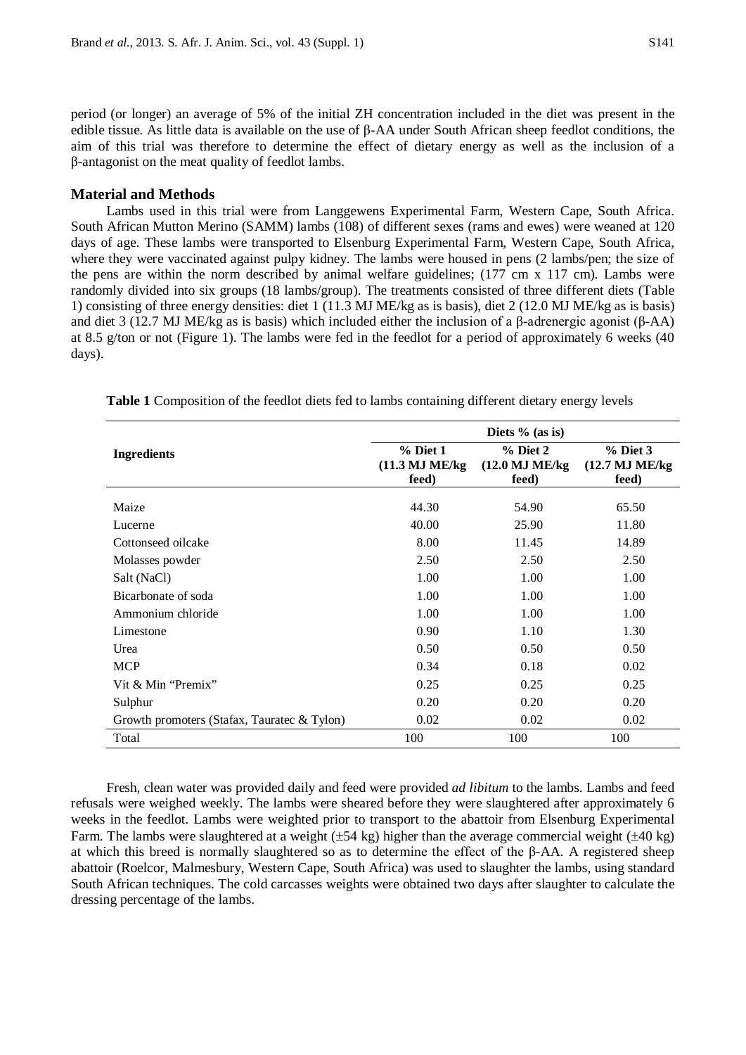period (or longer) an average of 5% of the initial ZH concentration included in the diet was present in the edible tissue. As little data is available on the use of β-AA under South African sheep feedlot conditions, the aim of this trial was therefore to determine the effect of dietary energy as well as the inclusion of a β-antagonist on the meat quality of feedlot lambs.

## Material and Methods

Lambs used in this trial were from Langgewens Experimental Farm, Western Cape, South Africa. South African Mutton Merino (SAMM) lambs (108) of different sexes (rams and ewes) were weaned at 120 days of age. These lambs were transported to Elsenburg Experimental Farm, Western Cape, South Africa, where they were vaccinated against pulpy kidney. The lambs were housed in pens (2 lambs/pen; the size of the pens are within the norm described by animal welfare guidelines; (177 cm x 117 cm). Lambs were randomly divided into six groups (18 lambs/group). The treatments consisted of three different diets (Table 1) consisting of three energy densities: diet 1 (11.3 MJ ME/kg as is basis), diet 2 (12.0 MJ ME/kg as is basis) and diet 3 (12.7 MJ ME/kg as is basis) which included either the inclusion of a β-adrenergic agonist (β-AA) at 8.5 g/ton or not (Figure 1). The lambs were fed in the feedlot for a period of approximately 6 weeks (40 days).

**Table 1** Composition of the feedlot diets fed to lambs containing different dietary energy levels

| Ingredients | Diets % (as is) | | |
|---|---|---|---|
| | % Diet 1 (11.3 MJ ME/kg feed) | % Diet 2 (12.0 MJ ME/kg feed) | % Diet 3 (12.7 MJ ME/kg feed) |
| Maize | 44.30 | 54.90 | 65.50 |
| Lucerne | 40.00 | 25.90 | 11.80 |
| Cottonseed oilcake | 8.00 | 11.45 | 14.89 |
| Molasses powder | 2.50 | 2.50 | 2.50 |
| Salt (NaCl) | 1.00 | 1.00 | 1.00 |
| Bicarbonate of soda | 1.00 | 1.00 | 1.00 |
| Ammonium chloride | 1.00 | 1.00 | 1.00 |
| Limestone | 0.90 | 1.10 | 1.30 |
| Urea | 0.50 | 0.50 | 0.50 |
| MCP | 0.34 | 0.18 | 0.02 |
| Vit & Min "Premix" | 0.25 | 0.25 | 0.25 |
| Sulphur | 0.20 | 0.20 | 0.20 |
| Growth promoters (Stafax, Tauratec & Tylon) | 0.02 | 0.02 | 0.02 |
| Total | 100 | 100 | 100 |

Fresh, clean water was provided daily and feed were provided *ad libitum* to the lambs. Lambs and feed refusals were weighed weekly. The lambs were sheared before they were slaughtered after approximately 6 weeks in the feedlot. Lambs were weighted prior to transport to the abattoir from Elsenburg Experimental Farm. The lambs were slaughtered at a weight (±54 kg) higher than the average commercial weight (±40 kg) at which this breed is normally slaughtered so as to determine the effect of the β-AA. A registered sheep abattoir (Roelcor, Malmesbury, Western Cape, South Africa) was used to slaughter the lambs, using standard South African techniques. The cold carcasses weights were obtained two days after slaughter to calculate the dressing percentage of the lambs.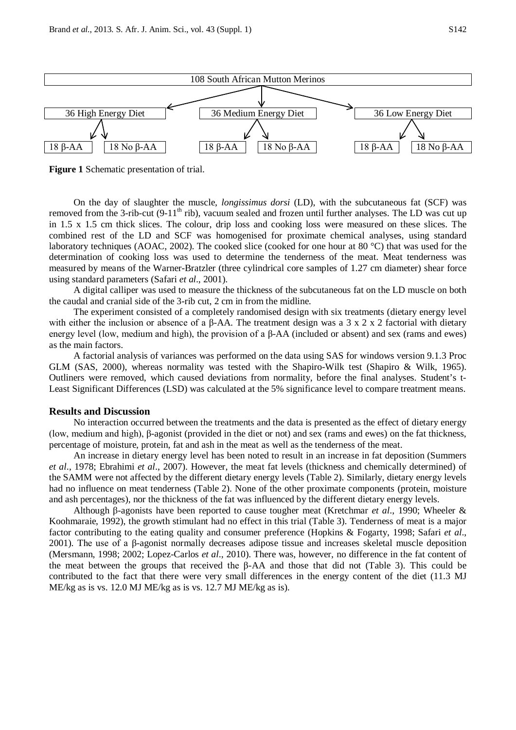108 South African Mutton Merinos

| 36 High Energy Diet | | 36 Medium Energy Diet | | 36 Low Energy Diet | |
|---|---|---|---|---|---|
| 18 β-AA | 18 No β-AA | 18 β-AA | 18 No β-AA | 18 β-AA | 18 No β-AA |

**Figure 1** Schematic presentation of trial.

On the day of slaughter the muscle, *longissimus dorsi* (LD), with the subcutaneous fat (SCF) was removed from the 3-rib-cut (9-11$^{th}$ rib), vacuum sealed and frozen until further analyses. The LD was cut up in 1.5 x 1.5 cm thick slices. The colour, drip loss and cooking loss were measured on these slices. The combined rest of the LD and SCF was homogenised for proximate chemical analyses, using standard laboratory techniques (AOAC, 2002). The cooked slice (cooked for one hour at 80 °C) that was used for the determination of cooking loss was used to determine the tenderness of the meat. Meat tenderness was measured by means of the Warner-Bratzler (three cylindrical core samples of 1.27 cm diameter) shear force using standard parameters (Safari *et al*., 2001).

A digital calliper was used to measure the thickness of the subcutaneous fat on the LD muscle on both the caudal and cranial side of the 3-rib cut, 2 cm in from the midline.

The experiment consisted of a completely randomised design with six treatments (dietary energy level with either the inclusion or absence of a β-AA. The treatment design was a 3 x 2 x 2 factorial with dietary energy level (low, medium and high), the provision of a β-AA (included or absent) and sex (rams and ewes) as the main factors.

A factorial analysis of variances was performed on the data using SAS for windows version 9.1.3 Proc GLM (SAS, 2000), whereas normality was tested with the Shapiro-Wilk test (Shapiro & Wilk, 1965). Outliners were removed, which caused deviations from normality, before the final analyses. Student's t-Least Significant Differences (LSD) was calculated at the 5% significance level to compare treatment means.

## Results and Discussion

No interaction occurred between the treatments and the data is presented as the effect of dietary energy (low, medium and high), β-agonist (provided in the diet or not) and sex (rams and ewes) on the fat thickness, percentage of moisture, protein, fat and ash in the meat as well as the tenderness of the meat.

An increase in dietary energy level has been noted to result in an increase in fat deposition (Summers *et al*., 1978; Ebrahimi *et al*., 2007). However, the meat fat levels (thickness and chemically determined) of the SAMM were not affected by the different dietary energy levels (Table 2). Similarly, dietary energy levels had no influence on meat tenderness (Table 2). None of the other proximate components (protein, moisture and ash percentages), nor the thickness of the fat was influenced by the different dietary energy levels.

Although β-agonists have been reported to cause tougher meat (Kretchmar *et al*., 1990; Wheeler & Koohmaraie, 1992), the growth stimulant had no effect in this trial (Table 3). Tenderness of meat is a major factor contributing to the eating quality and consumer preference (Hopkins & Fogarty, 1998; Safari *et al*., 2001). The use of a β-agonist normally decreases adipose tissue and increases skeletal muscle deposition (Mersmann, 1998; 2002; Lopez-Carlos *et al*., 2010). There was, however, no difference in the fat content of the meat between the groups that received the β-AA and those that did not (Table 3). This could be contributed to the fact that there were very small differences in the energy content of the diet (11.3 MJ ME/kg as is vs. 12.0 MJ ME/kg as is vs. 12.7 MJ ME/kg as is).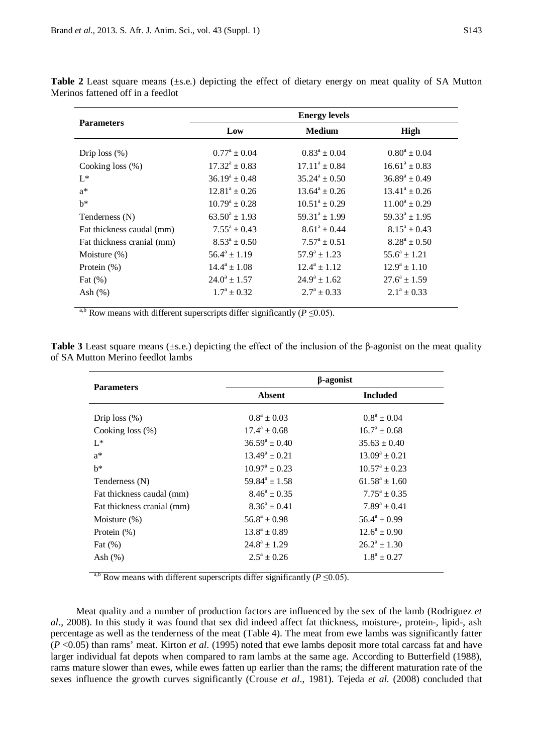**Table 2** Least square means (±s.e.) depicting the effect of dietary energy on meat quality of SA Mutton Merinos fattened off in a feedlot

| Parameters | Energy levels | | |
|---|---|---|---|
| | Low | Medium | High |
| Drip loss (%) | $0.77^a \pm 0.04$ | $0.83^a \pm 0.04$ | $0.80^a \pm 0.04$ |
| Cooking loss (%) | $17.32^a \pm 0.83$ | $17.11^a \pm 0.84$ | $16.61^a \pm 0.83$ |
| L* | $36.19^a \pm 0.48$ | $35.24^a \pm 0.50$ | $36.89^a \pm 0.49$ |
| a* | $12.81^a \pm 0.26$ | $13.64^a \pm 0.26$ | $13.41^a \pm 0.26$ |
| b* | $10.79^a \pm 0.28$ | $10.51^a \pm 0.29$ | $11.00^a \pm 0.29$ |
| Tenderness (N) | $63.50^a \pm 1.93$ | $59.31^a \pm 1.99$ | $59.33^a \pm 1.95$ |
| Fat thickness caudal (mm) | $7.55^a \pm 0.43$ | $8.61^a \pm 0.44$ | $8.15^a \pm 0.43$ |
| Fat thickness cranial (mm) | $8.53^a \pm 0.50$ | $7.57^a \pm 0.51$ | $8.28^a \pm 0.50$ |
| Moisture (%) | $56.4^a \pm 1.19$ | $57.9^a \pm 1.23$ | $55.6^a \pm 1.21$ |
| Protein (%) | $14.4^a \pm 1.08$ | $12.4^a \pm 1.12$ | $12.9^a \pm 1.10$ |
| Fat (%) | $24.0^a \pm 1.57$ | $24.9^a \pm 1.62$ | $27.6^a \pm 1.59$ |
| Ash (%) | $1.7^a \pm 0.32$ | $2.7^a \pm 0.33$ | $2.1^a \pm 0.33$ |

[a,b] Row means with different superscripts differ significantly ($P \leq 0.05$).

**Table 3** Least square means (±s.e.) depicting the effect of the inclusion of the β-agonist on the meat quality of SA Mutton Merino feedlot lambs

| Parameters | β-agonist | |
|---|---|---|
| | Absent | Included |
| Drip loss (%) | $0.8^a \pm 0.03$ | $0.8^a \pm 0.04$ |
| Cooking loss (%) | $17.4^a \pm 0.68$ | $16.7^a \pm 0.68$ |
| L* | $36.59^a \pm 0.40$ | $35.63 \pm 0.40$ |
| a* | $13.49^a \pm 0.21$ | $13.09^a \pm 0.21$ |
| b* | $10.97^a \pm 0.23$ | $10.57^a \pm 0.23$ |
| Tenderness (N) | $59.84^a \pm 1.58$ | $61.58^a \pm 1.60$ |
| Fat thickness caudal (mm) | $8.46^a \pm 0.35$ | $7.75^a \pm 0.35$ |
| Fat thickness cranial (mm) | $8.36^a \pm 0.41$ | $7.89^a \pm 0.41$ |
| Moisture (%) | $56.8^a \pm 0.98$ | $56.4^a \pm 0.99$ |
| Protein (%) | $13.8^a \pm 0.89$ | $12.6^a \pm 0.90$ |
| Fat (%) | $24.8^a \pm 1.29$ | $26.2^a \pm 1.30$ |
| Ash (%) | $2.5^a \pm 0.26$ | $1.8^a \pm 0.27$ |

[a,b] Row means with different superscripts differ significantly ($P \leq 0.05$).

Meat quality and a number of production factors are influenced by the sex of the lamb (Rodriguez *et al*., 2008). In this study it was found that sex did indeed affect fat thickness, moisture-, protein-, lipid-, ash percentage as well as the tenderness of the meat (Table 4). The meat from ewe lambs was significantly fatter ($P$ <0.05) than rams' meat. Kirton *et al*. (1995) noted that ewe lambs deposit more total carcass fat and have larger individual fat depots when compared to ram lambs at the same age. According to Butterfield (1988), rams mature slower than ewes, while ewes fatten up earlier than the rams; the different maturation rate of the sexes influence the growth curves significantly (Crouse *et al*., 1981). Tejeda *et al.* (2008) concluded that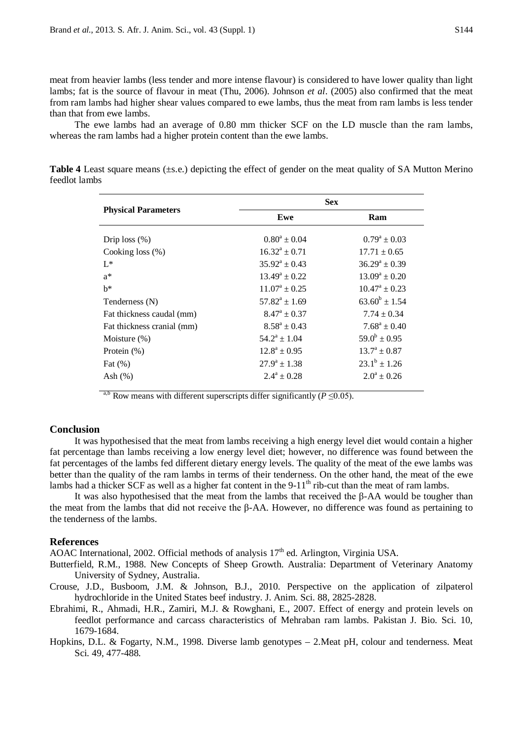meat from heavier lambs (less tender and more intense flavour) is considered to have lower quality than light lambs; fat is the source of flavour in meat (Thu, 2006). Johnson *et al*. (2005) also confirmed that the meat from ram lambs had higher shear values compared to ewe lambs, thus the meat from ram lambs is less tender than that from ewe lambs.

The ewe lambs had an average of 0.80 mm thicker SCF on the LD muscle than the ram lambs, whereas the ram lambs had a higher protein content than the ewe lambs.

**Table 4** Least square means (±s.e.) depicting the effect of gender on the meat quality of SA Mutton Merino feedlot lambs

| Physical Parameters | Sex | |
|---|---|---|
| | Ewe | Ram |
| Drip loss (%) | $0.80^{a} \pm 0.04$ | $0.79^{a} \pm 0.03$ |
| Cooking loss (%) | $16.32^{a} \pm 0.71$ | $17.71 \pm 0.65$ |
| L* | $35.92^{a} \pm 0.43$ | $36.29^{a} \pm 0.39$ |
| a* | $13.49^{a} \pm 0.22$ | $13.09^{a} \pm 0.20$ |
| b* | $11.07^{a} \pm 0.25$ | $10.47^{a} \pm 0.23$ |
| Tenderness (N) | $57.82^{a} \pm 1.69$ | $63.60^{b} \pm 1.54$ |
| Fat thickness caudal (mm) | $8.47^{a} \pm 0.37$ | $7.74 \pm 0.34$ |
| Fat thickness cranial (mm) | $8.58^{a} \pm 0.43$ | $7.68^{a} \pm 0.40$ |
| Moisture (%) | $54.2^{a} \pm 1.04$ | $59.0^{b} \pm 0.95$ |
| Protein (%) | $12.8^{a} \pm 0.95$ | $13.7^{a} \pm 0.87$ |
| Fat (%) | $27.9^{a} \pm 1.38$ | $23.1^{b} \pm 1.26$ |
| Ash (%) | $2.4^{a} \pm 0.28$ | $2.0^{a} \pm 0.26$ |

[a,b] Row means with different superscripts differ significantly ($P \leq 0.05$).

## Conclusion

It was hypothesised that the meat from lambs receiving a high energy level diet would contain a higher fat percentage than lambs receiving a low energy level diet; however, no difference was found between the fat percentages of the lambs fed different dietary energy levels. The quality of the meat of the ewe lambs was better than the quality of the ram lambs in terms of their tenderness. On the other hand, the meat of the ewe lambs had a thicker SCF as well as a higher fat content in the 9-11$^{th}$ rib-cut than the meat of ram lambs.

It was also hypothesised that the meat from the lambs that received the β-AA would be tougher than the meat from the lambs that did not receive the β-AA. However, no difference was found as pertaining to the tenderness of the lambs.

## References

AOAC International, 2002. Official methods of analysis 17$^{th}$ ed. Arlington, Virginia USA.

Butterfield, R.M., 1988. New Concepts of Sheep Growth. Australia: Department of Veterinary Anatomy University of Sydney, Australia.

Crouse, J.D., Busboom, J.M. & Johnson, B.J., 2010. Perspective on the application of zilpaterol hydrochloride in the United States beef industry. J. Anim. Sci. 88, 2825-2828.

Ebrahimi, R., Ahmadi, H.R., Zamiri, M.J. & Rowghani, E., 2007. Effect of energy and protein levels on feedlot performance and carcass characteristics of Mehraban ram lambs. Pakistan J. Bio. Sci. 10, 1679-1684.

Hopkins, D.L. & Fogarty, N.M., 1998. Diverse lamb genotypes – 2.Meat pH, colour and tenderness. Meat Sci. 49, 477-488.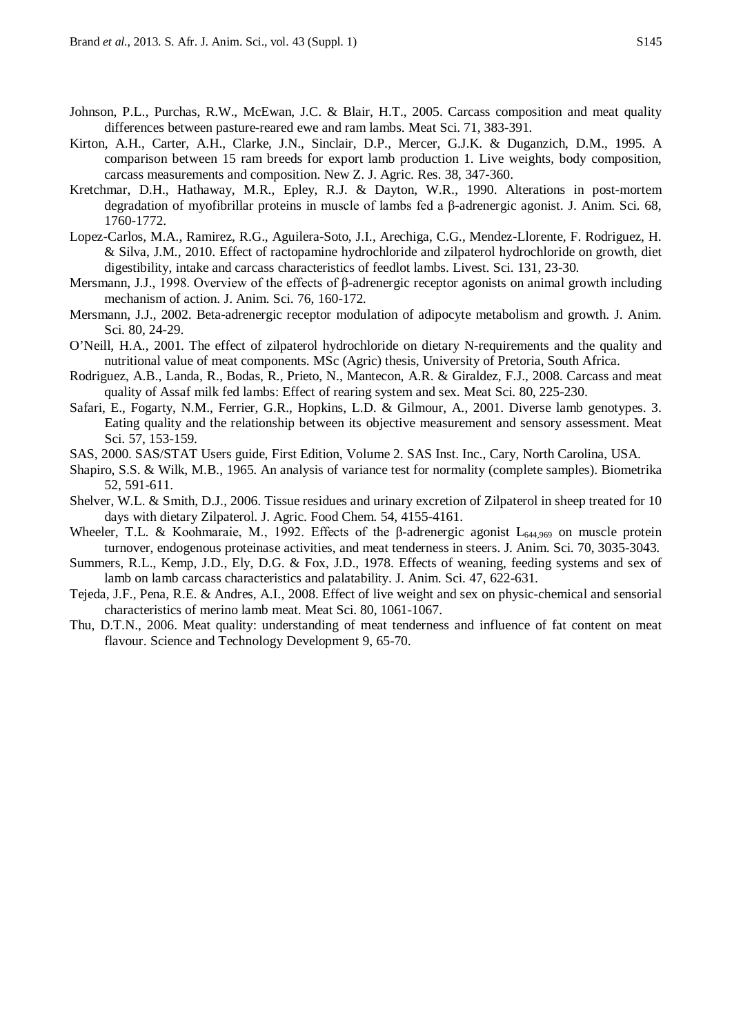Johnson, P.L., Purchas, R.W., McEwan, J.C. & Blair, H.T., 2005. Carcass composition and meat quality differences between pasture-reared ewe and ram lambs. Meat Sci. 71, 383-391.

Kirton, A.H., Carter, A.H., Clarke, J.N., Sinclair, D.P., Mercer, G.J.K. & Duganzich, D.M., 1995. A comparison between 15 ram breeds for export lamb production 1. Live weights, body composition, carcass measurements and composition. New Z. J. Agric. Res. 38, 347-360.

Kretchmar, D.H., Hathaway, M.R., Epley, R.J. & Dayton, W.R., 1990. Alterations in post-mortem degradation of myofibrillar proteins in muscle of lambs fed a β-adrenergic agonist. J. Anim. Sci. 68, 1760-1772.

Lopez-Carlos, M.A., Ramirez, R.G., Aguilera-Soto, J.I., Arechiga, C.G., Mendez-Llorente, F. Rodriguez, H. & Silva, J.M., 2010. Effect of ractopamine hydrochloride and zilpaterol hydrochloride on growth, diet digestibility, intake and carcass characteristics of feedlot lambs. Livest. Sci. 131, 23-30.

Mersmann, J.J., 1998. Overview of the effects of β-adrenergic receptor agonists on animal growth including mechanism of action. J. Anim. Sci. 76, 160-172.

Mersmann, J.J., 2002. Beta-adrenergic receptor modulation of adipocyte metabolism and growth. J. Anim. Sci. 80, 24-29.

O'Neill, H.A., 2001. The effect of zilpaterol hydrochloride on dietary N-requirements and the quality and nutritional value of meat components. MSc (Agric) thesis, University of Pretoria, South Africa.

Rodriguez, A.B., Landa, R., Bodas, R., Prieto, N., Mantecon, A.R. & Giraldez, F.J., 2008. Carcass and meat quality of Assaf milk fed lambs: Effect of rearing system and sex. Meat Sci. 80, 225-230.

Safari, E., Fogarty, N.M., Ferrier, G.R., Hopkins, L.D. & Gilmour, A., 2001. Diverse lamb genotypes. 3. Eating quality and the relationship between its objective measurement and sensory assessment. Meat Sci. 57, 153-159.

SAS, 2000. SAS/STAT Users guide, First Edition, Volume 2. SAS Inst. Inc., Cary, North Carolina, USA.

Shapiro, S.S. & Wilk, M.B., 1965. An analysis of variance test for normality (complete samples). Biometrika 52, 591-611.

Shelver, W.L. & Smith, D.J., 2006. Tissue residues and urinary excretion of Zilpaterol in sheep treated for 10 days with dietary Zilpaterol. J. Agric. Food Chem. 54, 4155-4161.

Wheeler, T.L. & Koohmaraie, M., 1992. Effects of the β-adrenergic agonist $L_{644,969}$ on muscle protein turnover, endogenous proteinase activities, and meat tenderness in steers. J. Anim. Sci. 70, 3035-3043.

Summers, R.L., Kemp, J.D., Ely, D.G. & Fox, J.D., 1978. Effects of weaning, feeding systems and sex of lamb on lamb carcass characteristics and palatability. J. Anim. Sci. 47, 622-631.

Tejeda, J.F., Pena, R.E. & Andres, A.I., 2008. Effect of live weight and sex on physic-chemical and sensorial characteristics of merino lamb meat. Meat Sci. 80, 1061-1067.

Thu, D.T.N., 2006. Meat quality: understanding of meat tenderness and influence of fat content on meat flavour. Science and Technology Development 9, 65-70.